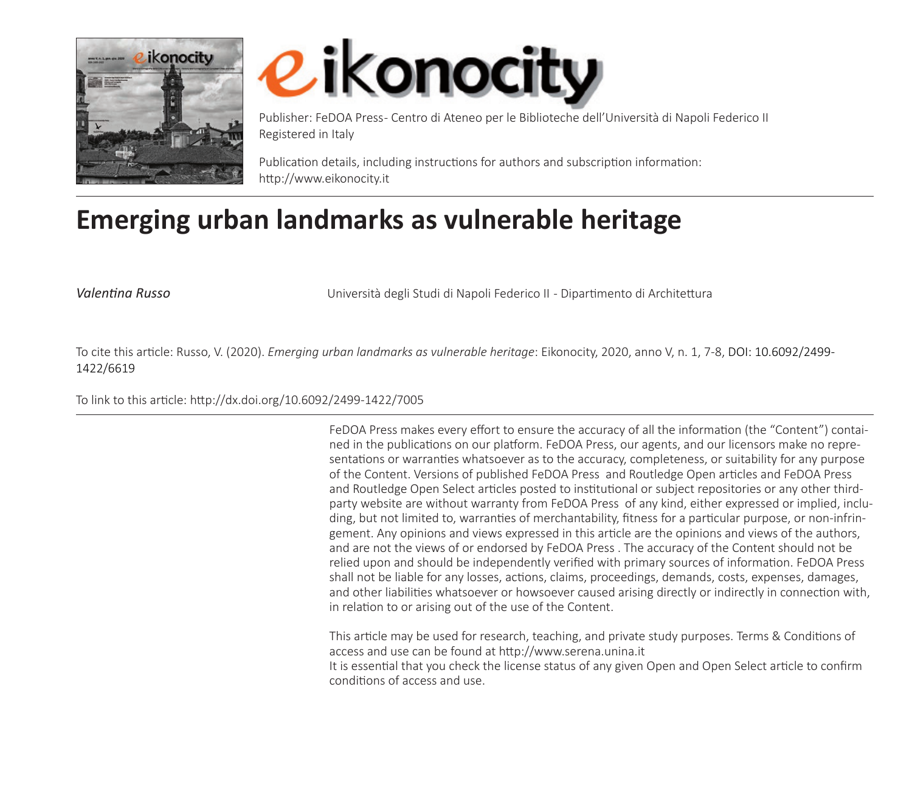Publisher: FeDOA Press- Centro di Ateneo per le Biblioteche dell'Università di Napoli Federico II
Registered in Italy

Publication details, including instructions for authors and subscription information:
http://www.eikonocity.it

# Emerging urban landmarks as vulnerable heritage

*Valentina Russo* Università degli Studi di Napoli Federico II - Dipartimento di Architettura

To cite this article: Russo, V. (2020). *Emerging urban landmarks as vulnerable heritage*: Eikonocity, 2020, anno V, n. 1, 7-8, DOI: 10.6092/2499-1422/6619

To link to this article: http://dx.doi.org/10.6092/2499-1422/7005

FeDOA Press makes every effort to ensure the accuracy of all the information (the "Content") contained in the publications on our platform. FeDOA Press, our agents, and our licensors make no representations or warranties whatsoever as to the accuracy, completeness, or suitability for any purpose of the Content. Versions of published FeDOA Press and Routledge Open articles and FeDOA Press and Routledge Open Select articles posted to institutional or subject repositories or any other third-party website are without warranty from FeDOA Press of any kind, either expressed or implied, including, but not limited to, warranties of merchantability, fitness for a particular purpose, or non-infringement. Any opinions and views expressed in this article are the opinions and views of the authors, and are not the views of or endorsed by FeDOA Press . The accuracy of the Content should not be relied upon and should be independently verified with primary sources of information. FeDOA Press shall not be liable for any losses, actions, claims, proceedings, demands, costs, expenses, damages, and other liabilities whatsoever or howsoever caused arising directly or indirectly in connection with, in relation to or arising out of the use of the Content.

This article may be used for research, teaching, and private study purposes. Terms & Conditions of access and use can be found at http://www.serena.unina.it
It is essential that you check the license status of any given Open and Open Select article to confirm conditions of access and use.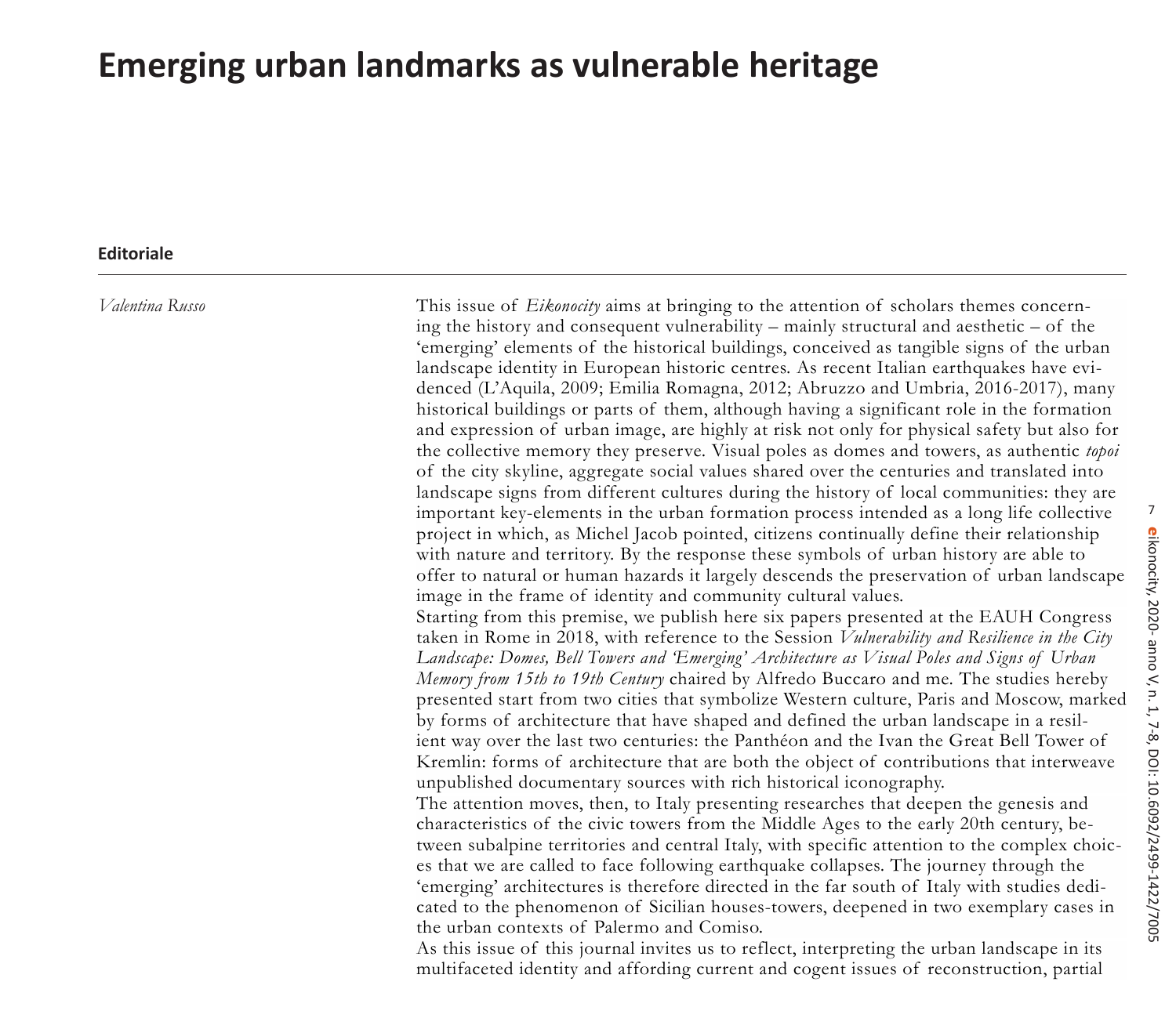# Emerging urban landmarks as vulnerable heritage

**Editoriale**

*Valentina Russo*

This issue of *Eikonocity* aims at bringing to the attention of scholars themes concerning the history and consequent vulnerability – mainly structural and aesthetic – of the 'emerging' elements of the historical buildings, conceived as tangible signs of the urban landscape identity in European historic centres. As recent Italian earthquakes have evidenced (L'Aquila, 2009; Emilia Romagna, 2012; Abruzzo and Umbria, 2016-2017), many historical buildings or parts of them, although having a significant role in the formation and expression of urban image, are highly at risk not only for physical safety but also for the collective memory they preserve. Visual poles as domes and towers, as authentic *topoi* of the city skyline, aggregate social values shared over the centuries and translated into landscape signs from different cultures during the history of local communities: they are important key-elements in the urban formation process intended as a long life collective project in which, as Michel Jacob pointed, citizens continually define their relationship with nature and territory. By the response these symbols of urban history are able to offer to natural or human hazards it largely descends the preservation of urban landscape image in the frame of identity and community cultural values.

Starting from this premise, we publish here six papers presented at the EAUH Congress taken in Rome in 2018, with reference to the Session *Vulnerability and Resilience in the City Landscape: Domes, Bell Towers and 'Emerging' Architecture as Visual Poles and Signs of Urban Memory from 15th to 19th Century* chaired by Alfredo Buccaro and me. The studies hereby presented start from two cities that symbolize Western culture, Paris and Moscow, marked by forms of architecture that have shaped and defined the urban landscape in a resilient way over the last two centuries: the Panthéon and the Ivan the Great Bell Tower of Kremlin: forms of architecture that are both the object of contributions that interweave unpublished documentary sources with rich historical iconography.

The attention moves, then, to Italy presenting researches that deepen the genesis and characteristics of the civic towers from the Middle Ages to the early 20th century, between subalpine territories and central Italy, with specific attention to the complex choices that we are called to face following earthquake collapses. The journey through the 'emerging' architectures is therefore directed in the far south of Italy with studies dedicated to the phenomenon of Sicilian houses-towers, deepened in two exemplary cases in the urban contexts of Palermo and Comiso.

As this issue of this journal invites us to reflect, interpreting the urban landscape in its multifaceted identity and affording current and cogent issues of reconstruction, partial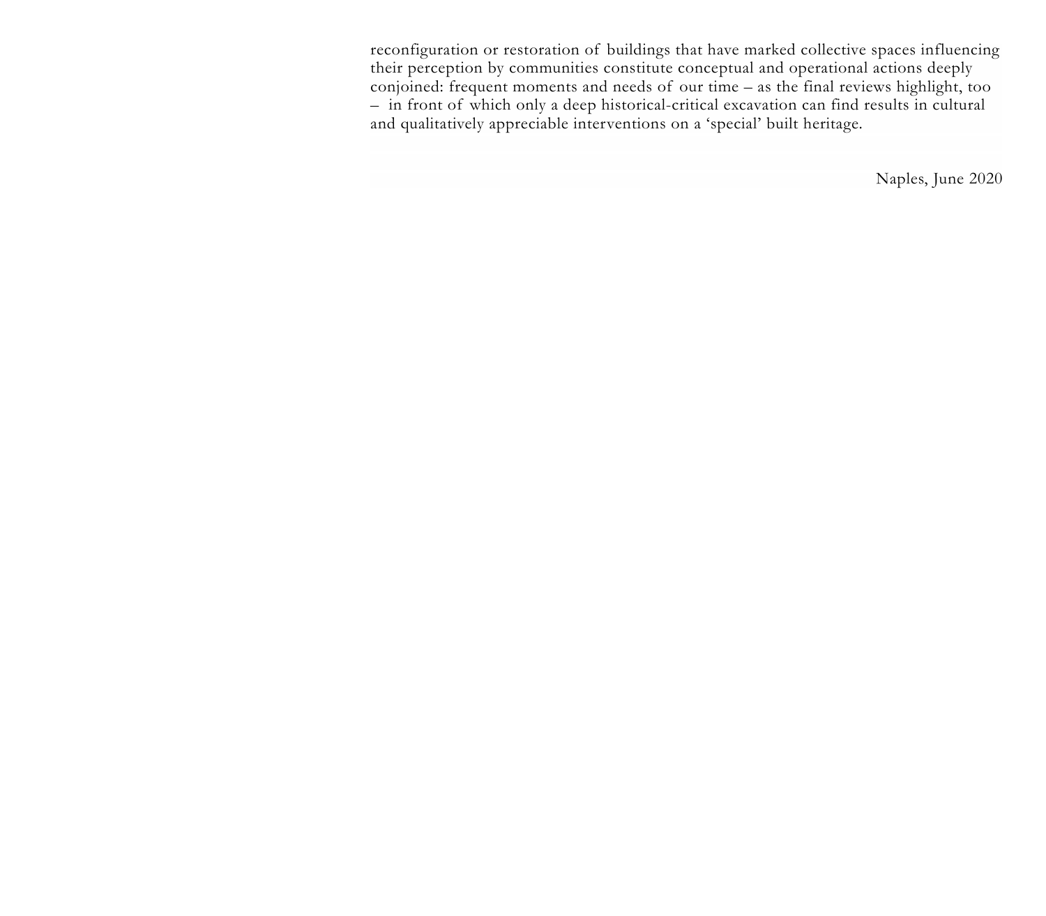reconfiguration or restoration of buildings that have marked collective spaces influencing their perception by communities constitute conceptual and operational actions deeply conjoined: frequent moments and needs of our time – as the final reviews highlight, too – in front of which only a deep historical-critical excavation can find results in cultural and qualitatively appreciable interventions on a 'special' built heritage.

Naples, June 2020